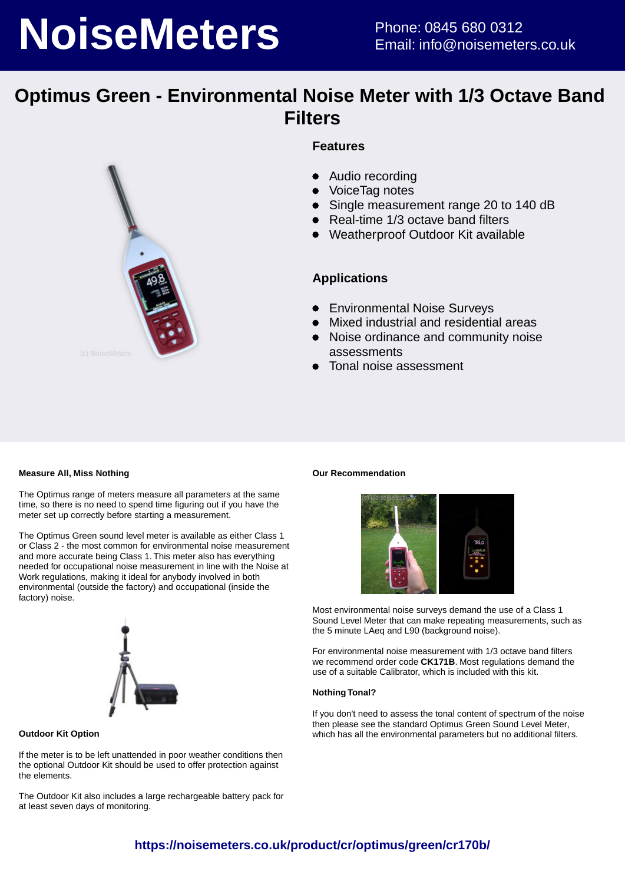# NoiseMeters

Phone: 0845 680 0312
Email: info@noisemeters.co.uk

## Optimus Green - Environmental Noise Meter with 1/3 Octave Band Filters

### Features

- Audio recording
- VoiceTag notes
- Single measurement range 20 to 140 dB
- Real-time 1/3 octave band filters
- Weatherproof Outdoor Kit available

### Applications

- Environmental Noise Surveys
- Mixed industrial and residential areas
- Noise ordinance and community noise assessments
- Tonal noise assessment

#### Measure All, Miss Nothing

The Optimus range of meters measure all parameters at the same time, so there is no need to spend time figuring out if you have the meter set up correctly before starting a measurement.

The Optimus Green sound level meter is available as either Class 1 or Class 2 - the most common for environmental noise measurement and more accurate being Class 1. This meter also has everything needed for occupational noise measurement in line with the Noise at Work regulations, making it ideal for anybody involved in both environmental (outside the factory) and occupational (inside the factory) noise.

#### Outdoor Kit Option

If the meter is to be left unattended in poor weather conditions then the optional Outdoor Kit should be used to offer protection against the elements.

The Outdoor Kit also includes a large rechargeable battery pack for at least seven days of monitoring.

#### Our Recommendation

Most environmental noise surveys demand the use of a Class 1 Sound Level Meter that can make repeating measurements, such as the 5 minute LAeq and L90 (background noise).

For environmental noise measurement with 1/3 octave band filters we recommend order code **CK171B**. Most regulations demand the use of a suitable Calibrator, which is included with this kit.

#### Nothing Tonal?

If you don't need to assess the tonal content of spectrum of the noise then please see the standard Optimus Green Sound Level Meter, which has all the environmental parameters but no additional filters.

**https://noisemeters.co.uk/product/cr/optimus/green/cr170b/**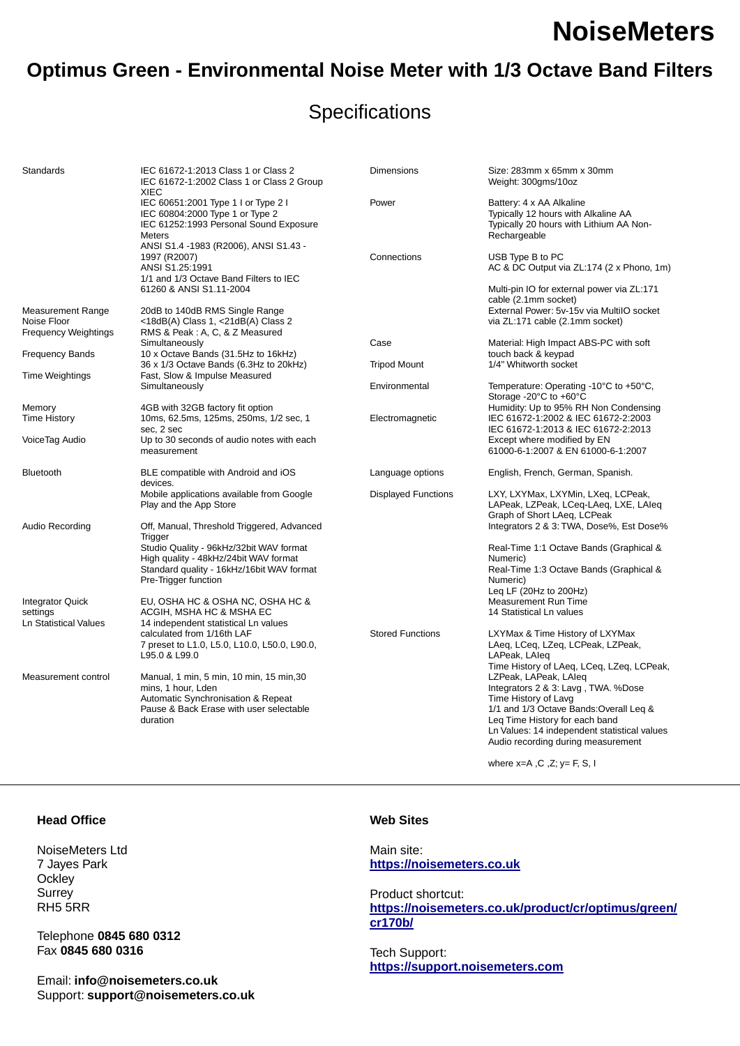# NoiseMeters

## Optimus Green - Environmental Noise Meter with 1/3 Octave Band Filters

### Specifications

| | |
|---|---|
| Standards | IEC 61672-1:2013 Class 1 or Class 2<br>IEC 61672-1:2002 Class 1 or Class 2 Group XIEC<br>IEC 60651:2001 Type 1 I or Type 2 I<br>IEC 60804:2000 Type 1 or Type 2<br>IEC 61252:1993 Personal Sound Exposure Meters<br>ANSI S1.4 -1983 (R2006), ANSI S1.43 - 1997 (R2007)<br>ANSI S1.25:1991<br>1/1 and 1/3 Octave Band Filters to IEC 61260 & ANSI S1.11-2004 |
| Measurement Range | 20dB to 140dB RMS Single Range |
| Noise Floor | <18dB(A) Class 1, <21dB(A) Class 2 |
| Frequency Weightings | RMS & Peak : A, C, & Z Measured Simultaneously |
| Frequency Bands | 10 x Octave Bands (31.5Hz to 16kHz)<br>36 x 1/3 Octave Bands (6.3Hz to 20kHz) |
| Time Weightings | Fast, Slow & Impulse Measured Simultaneously |
| Memory | 4GB with 32GB factory fit option |
| Time History | 10ms, 62.5ms, 125ms, 250ms, 1/2 sec, 1 sec, 2 sec |
| VoiceTag Audio | Up to 30 seconds of audio notes with each measurement |
| Bluetooth | BLE compatible with Android and iOS devices.<br>Mobile applications available from Google Play and the App Store |
| Audio Recording | Off, Manual, Threshold Triggered, Advanced Trigger<br>Studio Quality - 96kHz/32bit WAV format<br>High quality - 48kHz/24bit WAV format<br>Standard quality - 16kHz/16bit WAV format<br>Pre-Trigger function |
| Integrator Quick settings | EU, OSHA HC & OSHA NC, OSHA HC & ACGIH, MSHA HC & MSHA EC |
| Ln Statistical Values | 14 independent statistical Ln values calculated from 1/16th LAF<br>7 preset to L1.0, L5.0, L10.0, L50.0, L90.0, L95.0 & L99.0 |
| Measurement control | Manual, 1 min, 5 min, 10 min, 15 min,30 mins, 1 hour, Lden<br>Automatic Synchronisation & Repeat<br>Pause & Back Erase with user selectable duration |
| Dimensions | Size: 283mm x 65mm x 30mm<br>Weight: 300gms/10oz |
| Power | Battery: 4 x AA Alkaline<br>Typically 12 hours with Alkaline AA<br>Typically 20 hours with Lithium AA Non-Rechargeable |
| Connections | USB Type B to PC<br>AC & DC Output via ZL:174 (2 x Phono, 1m)<br><br>Multi-pin IO for external power via ZL:171 cable (2.1mm socket)<br>External Power: 5v-15v via MultiIO socket via ZL:171 cable (2.1mm socket) |
| Case | Material: High Impact ABS-PC with soft touch back & keypad |
| Tripod Mount | 1/4" Whitworth socket |
| Environmental | Temperature: Operating -10°C to +50°C, Storage -20°C to +60°C<br>Humidity: Up to 95% RH Non Condensing |
| Electromagnetic | IEC 61672-1:2002 & IEC 61672-2:2003<br>IEC 61672-1:2013 & IEC 61672-2:2013<br>Except where modified by EN 61000-6-1:2007 & EN 61000-6-1:2007 |
| Language options | English, French, German, Spanish. |
| Displayed Functions | LXY, LXYMax, LXYMin, LXeq, LCPeak, LAPeak, LZPeak, LCeq-LAeq, LXE, LAIeq<br>Graph of Short LAeq, LCPeak<br>Integrators 2 & 3: TWA, Dose%, Est Dose%<br><br>Real-Time 1:1 Octave Bands (Graphical & Numeric)<br>Real-Time 1:3 Octave Bands (Graphical & Numeric)<br>Leq LF (20Hz to 200Hz)<br>Measurement Run Time<br>14 Statistical Ln values |
| Stored Functions | LXYMax & Time History of LXYMax<br>LAeq, LCeq, LZeq, LCPeak, LZPeak, LAPeak, LAIeq<br>Time History of LAeq, LCeq, LZeq, LCPeak, LZPeak, LAPeak, LAIeq<br>Integrators 2 & 3: Lavg , TWA. %Dose<br>Time History of Lavg<br>1/1 and 1/3 Octave Bands:Overall Leq & Leq Time History for each band<br>Ln Values: 14 independent statistical values<br>Audio recording during measurement<br><br>where x=A ,C ,Z; y= F, S, I |

---

**Head Office**

NoiseMeters Ltd
7 Jayes Park
Ockley
Surrey
RH5 5RR

Telephone **0845 680 0312**
Fax **0845 680 0316**

Email: **info@noisemeters.co.uk**
Support: **support@noisemeters.co.uk**

**Web Sites**

Main site:
**https://noisemeters.co.uk**

Product shortcut:
**https://noisemeters.co.uk/product/cr/optimus/green/cr170b/**

Tech Support:
**https://support.noisemeters.com**